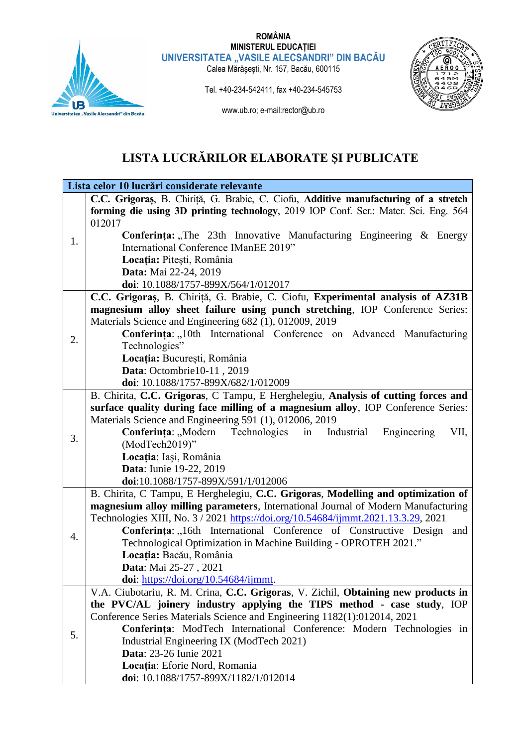ROMÂNIA
MINISTERUL EDUCAȚIEI
UNIVERSITATEA „VASILE ALECSANDRI" DIN BACĂU
Calea Mărăşeşti, Nr. 157, Bacău, 600115

Tel. +40-234-542411, fax +40-234-545753

www.ub.ro; e-mail:rector@ub.ro

# LISTA LUCRĂRILOR ELABORATE ŞI PUBLICATE

| Lista celor 10 lucrări considerate relevante | |
|---|---|
| 1. | **C.C. Grigoraș**, B. Chiriță, G. Brabie, C. Ciofu, **Additive manufacturing of a stretch forming die using 3D printing technology**, 2019 IOP Conf. Ser.: Mater. Sci. Eng. 564 012017<br>**Conferința:** „The 23th Innovative Manufacturing Engineering & Energy International Conference IManEE 2019"<br>**Locația:** Pitești, România<br>**Data:** Mai 22-24, 2019<br>**doi**: 10.1088/1757-899X/564/1/012017 |
| 2. | **C.C. Grigoraș**, B. Chiriță, G. Brabie, C. Ciofu, **Experimental analysis of AZ31B magnesium alloy sheet failure using punch stretching**, IOP Conference Series: Materials Science and Engineering 682 (1), 012009, 2019<br>**Conferința**: „10th International Conference on Advanced Manufacturing Technologies"<br>**Locația:** București, România<br>**Data**: Octombrie10-11 , 2019<br>**doi**: 10.1088/1757-899X/682/1/012009 |
| 3. | B. Chirita, **C.C. Grigoras**, C Tampu, E Herghelegiu, **Analysis of cutting forces and surface quality during face milling of a magnesium alloy**, IOP Conference Series: Materials Science and Engineering 591 (1), 012006, 2019<br>**Conferința**: „Modern Technologies in Industrial Engineering VII, (ModTech2019)"<br>**Locația**: Iași, România<br>**Data**: Iunie 19-22, 2019<br>**doi**:10.1088/1757-899X/591/1/012006 |
| 4. | B. Chirita, C Tampu, E Herghelegiu, **C.C. Grigoras**, **Modelling and optimization of magnesium alloy milling parameters**, International Journal of Modern Manufacturing Technologies XIII, No. 3 / 2021 https://doi.org/10.54684/ijmmt.2021.13.3.29, 2021<br>**Conferința**: „16th International Conference of Constructive Design and Technological Optimization in Machine Building - OPROTEH 2021."<br>**Locația:** Bacău, România<br>**Data**: Mai 25-27 , 2021<br>**doi**: https://doi.org/10.54684/ijmmt. |
| 5. | V.A. Ciubotariu, R. M. Crina, **C.C. Grigoras**, V. Zichil, **Obtaining new products in the PVC/AL joinery industry applying the TIPS method - case study**, IOP Conference Series Materials Science and Engineering 1182(1):012014, 2021<br>**Conferința**: ModTech International Conference: Modern Technologies in Industrial Engineering IX (ModTech 2021)<br>**Data**: 23-26 Iunie 2021<br>**Locația**: Eforie Nord, Romania<br>**doi**: 10.1088/1757-899X/1182/1/012014 |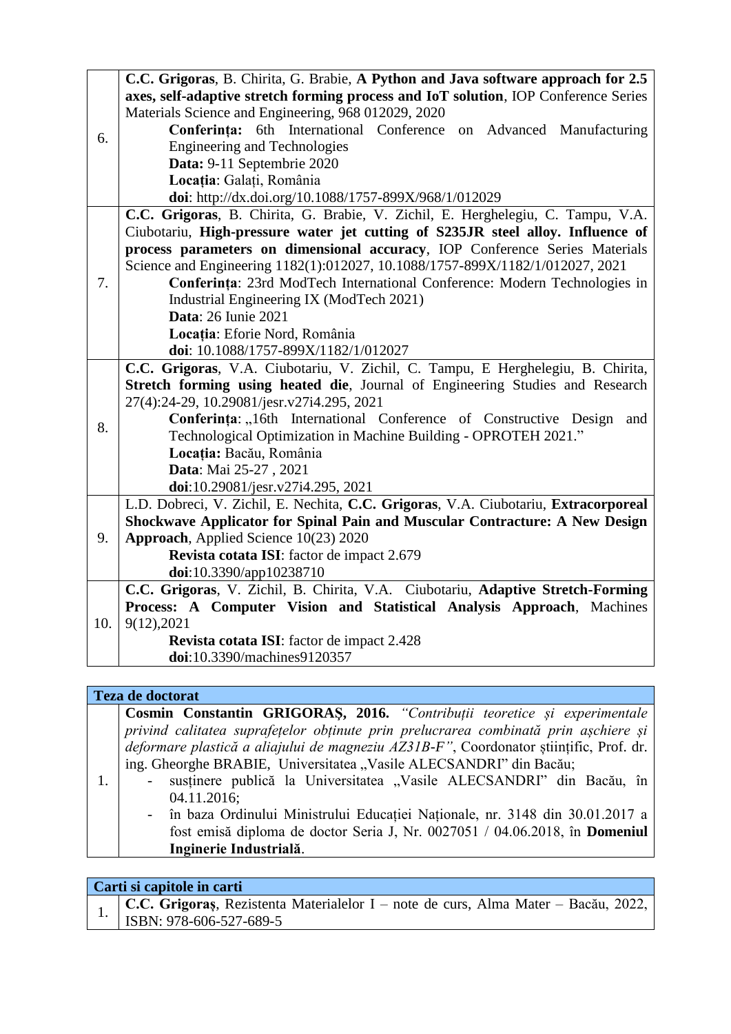| | |
|---|---|
| 6. | **C.C. Grigoras**, B. Chirita, G. Brabie, **A Python and Java software approach for 2.5 axes, self-adaptive stretch forming process and IoT solution**, IOP Conference Series Materials Science and Engineering, 968 012029, 2020<br>**Conferința:** 6th International Conference on Advanced Manufacturing Engineering and Technologies<br>**Data:** 9-11 Septembrie 2020<br>**Locația**: Galați, România<br>**doi**: http://dx.doi.org/10.1088/1757-899X/968/1/012029 |
| 7. | **C.C. Grigoras**, B. Chirita, G. Brabie, V. Zichil, E. Herghelegiu, C. Tampu, V.A. Ciubotariu, **High-pressure water jet cutting of S235JR steel alloy. Influence of process parameters on dimensional accuracy**, IOP Conference Series Materials Science and Engineering 1182(1):012027, 10.1088/1757-899X/1182/1/012027, 2021<br>**Conferința**: 23rd ModTech International Conference: Modern Technologies in Industrial Engineering IX (ModTech 2021)<br>**Data**: 26 Iunie 2021<br>**Locația**: Eforie Nord, România<br>**doi**: 10.1088/1757-899X/1182/1/012027 |
| 8. | **C.C. Grigoras**, V.A. Ciubotariu, V. Zichil, C. Tampu, E Herghelegiu, B. Chirita, **Stretch forming using heated die**, Journal of Engineering Studies and Research 27(4):24-29, 10.29081/jesr.v27i4.295, 2021<br>**Conferința**: „16th International Conference of Constructive Design and Technological Optimization in Machine Building - OPROTEH 2021."<br>**Locația:** Bacău, România<br>**Data**: Mai 25-27 , 2021<br>**doi**:10.29081/jesr.v27i4.295, 2021 |
| 9. | L.D. Dobreci, V. Zichil, E. Nechita, **C.C. Grigoras**, V.A. Ciubotariu, **Extracorporeal Shockwave Applicator for Spinal Pain and Muscular Contracture: A New Design Approach**, Applied Science 10(23) 2020<br>**Revista cotata ISI**: factor de impact 2.679<br>**doi**:10.3390/app10238710 |
| 10. | **C.C. Grigoras**, V. Zichil, B. Chirita, V.A. Ciubotariu, **Adaptive Stretch-Forming Process: A Computer Vision and Statistical Analysis Approach**, Machines 9(12),2021<br>**Revista cotata ISI**: factor de impact 2.428<br>**doi**:10.3390/machines9120357 |

| **Teza de doctorat** | |
|---|---|
| 1. | **Cosmin Constantin GRIGORAȘ, 2016.** *"Contribuții teoretice și experimentale privind calitatea suprafețelor obținute prin prelucrarea combinată prin așchiere și deformare plastică a aliajului de magneziu AZ31B-F"*, Coordonator științific, Prof. dr. ing. Gheorghe BRABIE, Universitatea „Vasile ALECSANDRI" din Bacău;<br>- susținere publică la Universitatea „Vasile ALECSANDRI" din Bacău, în 04.11.2016;<br>- în baza Ordinului Ministrului Educației Naționale, nr. 3148 din 30.01.2017 a fost emisă diploma de doctor Seria J, Nr. 0027051 / 04.06.2018, în **Domeniul Inginerie Industrială**. |

| **Carti si capitole in carti** | |
|---|---|
| 1. | **C.C. Grigoraș**, Rezistenta Materialelor I – note de curs, Alma Mater – Bacău, 2022, ISBN: 978-606-527-689-5 |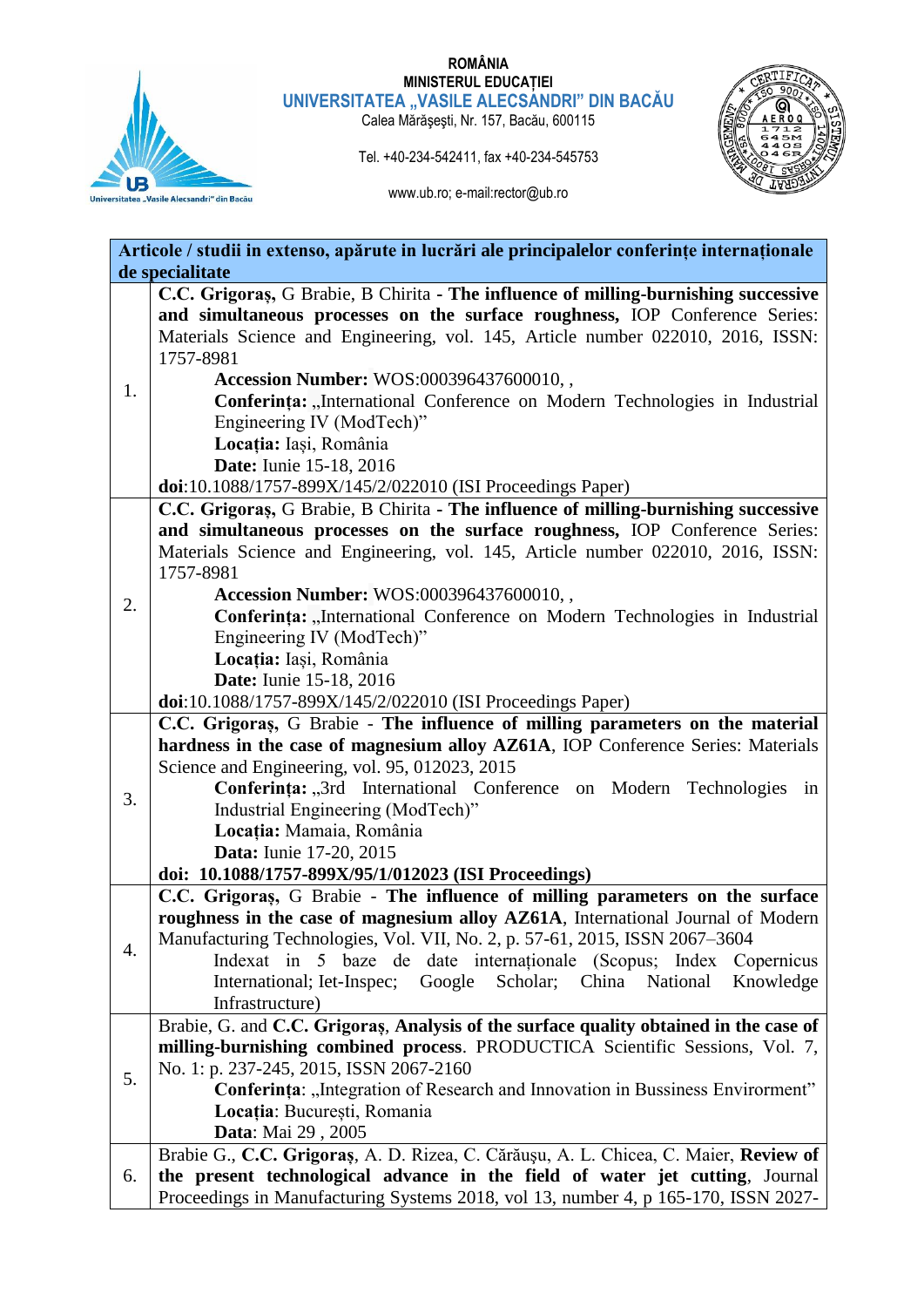ROMÂNIA
MINISTERUL EDUCAȚIEI
UNIVERSITATEA „VASILE ALECSANDRI" DIN BACĂU
Calea Mărășești, Nr. 157, Bacău, 600115

Tel. +40-234-542411, fax +40-234-545753

www.ub.ro; e-mail:rector@ub.ro

| **Articole / studii in extenso, apărute in lucrări ale principalelor conferințe internaționale de specialitate** | |
|---|---|
| 1. | **C.C. Grigoraș,** G Brabie, B Chirita - **The influence of milling-burnishing successive and simultaneous processes on the surface roughness,** IOP Conference Series: Materials Science and Engineering, vol. 145, Article number 022010, 2016, ISSN: 1757-8981<br>**Accession Number:** WOS:000396437600010, ,<br>**Conferința:** „International Conference on Modern Technologies in Industrial Engineering IV (ModTech)"<br>**Locația:** Iași, România<br>**Date:** Iunie 15-18, 2016<br>**doi**:10.1088/1757-899X/145/2/022010 (ISI Proceedings Paper) |
| 2. | **C.C. Grigoraș,** G Brabie, B Chirita - **The influence of milling-burnishing successive and simultaneous processes on the surface roughness,** IOP Conference Series: Materials Science and Engineering, vol. 145, Article number 022010, 2016, ISSN: 1757-8981<br>**Accession Number:** WOS:000396437600010, ,<br>**Conferința:** „International Conference on Modern Technologies in Industrial Engineering IV (ModTech)"<br>**Locația:** Iași, România<br>**Date:** Iunie 15-18, 2016<br>**doi**:10.1088/1757-899X/145/2/022010 (ISI Proceedings Paper) |
| 3. | **C.C. Grigoraș,** G Brabie - **The influence of milling parameters on the material hardness in the case of magnesium alloy AZ61A**, IOP Conference Series: Materials Science and Engineering, vol. 95, 012023, 2015<br>**Conferința:** „3rd International Conference on Modern Technologies in Industrial Engineering (ModTech)"<br>**Locația:** Mamaia, România<br>**Data:** Iunie 17-20, 2015<br>**doi: 10.1088/1757-899X/95/1/012023 (ISI Proceedings)** |
| 4. | **C.C. Grigoraș,** G Brabie - **The influence of milling parameters on the surface roughness in the case of magnesium alloy AZ61A**, International Journal of Modern Manufacturing Technologies, Vol. VII, No. 2, p. 57-61, 2015, ISSN 2067–3604<br>Indexat in 5 baze de date internaționale (Scopus; Index Copernicus International; Iet-Inspec; Google Scholar; China National Knowledge Infrastructure) |
| 5. | Brabie, G. and **C.C. Grigoraș**, **Analysis of the surface quality obtained in the case of milling-burnishing combined process**. PRODUCTICA Scientific Sessions, Vol. 7, No. 1: p. 237-245, 2015, ISSN 2067-2160<br>**Conferința**: „Integration of Research and Innovation in Bussiness Envirorment"<br>**Locația**: București, Romania<br>**Data**: Mai 29 , 2005 |
| 6. | Brabie G., **C.C. Grigoraș**, A. D. Rizea, C. Cărăușu, A. L. Chicea, C. Maier, **Review of the present technological advance in the field of water jet cutting**, Journal Proceedings in Manufacturing Systems 2018, vol 13, number 4, p 165-170, ISSN 2027- |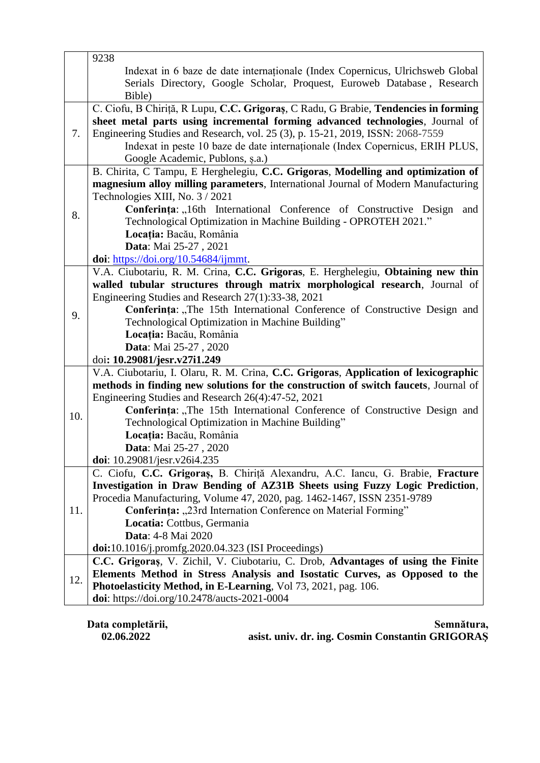| | |
|---|---|
| | 9238<br>Indexat in 6 baze de date internaționale (Index Copernicus, Ulrichsweb Global Serials Directory, Google Scholar, Proquest, Euroweb Database , Research Bible) |
| 7. | C. Ciofu, B Chiriță, R Lupu, **C.C. Grigoraș**, C Radu, G Brabie, **Tendencies in forming sheet metal parts using incremental forming advanced technologies**, Journal of Engineering Studies and Research, vol. 25 (3), p. 15-21, 2019, ISSN: 2068-7559<br>Indexat in peste 10 baze de date internaționale (Index Copernicus, ERIH PLUS, Google Academic, Publons, ș.a.) |
| 8. | B. Chirita, C Tampu, E Herghelegiu, **C.C. Grigoras**, **Modelling and optimization of magnesium alloy milling parameters**, International Journal of Modern Manufacturing Technologies XIII, No. 3 / 2021<br>**Conferința**: „16th International Conference of Constructive Design and Technological Optimization in Machine Building - OPROTEH 2021."<br>**Locația:** Bacău, România<br>**Data**: Mai 25-27 , 2021<br>**doi**: https://doi.org/10.54684/ijmmt. |
| 9. | V.A. Ciubotariu, R. M. Crina, **C.C. Grigoras**, E. Herghelegiu, **Obtaining new thin walled tubular structures through matrix morphological research**, Journal of Engineering Studies and Research 27(1):33-38, 2021<br>**Conferința**: „The 15th International Conference of Constructive Design and Technological Optimization in Machine Building"<br>**Locația:** Bacău, România<br>**Data**: Mai 25-27 , 2020<br>doi**: 10.29081/jesr.v27i1.249** |
| 10. | V.A. Ciubotariu, I. Olaru, R. M. Crina, **C.C. Grigoras**, **Application of lexicographic methods in finding new solutions for the construction of switch faucets**, Journal of Engineering Studies and Research 26(4):47-52, 2021<br>**Conferința**: „The 15th International Conference of Constructive Design and Technological Optimization in Machine Building"<br>**Locația:** Bacău, România<br>**Data**: Mai 25-27 , 2020<br>**doi**: 10.29081/jesr.v26i4.235 |
| 11. | C. Ciofu, **C.C. Grigoraș,** B. Chiriță Alexandru, A.C. Iancu, G. Brabie, **Fracture Investigation in Draw Bending of AZ31B Sheets using Fuzzy Logic Prediction**, Procedia Manufacturing, Volume 47, 2020, pag. 1462-1467, ISSN 2351-9789<br>**Conferința:** „23rd Internation Conference on Material Forming"<br>**Locatia:** Cottbus, Germania<br>**Data**: 4-8 Mai 2020<br>**doi:**10.1016/j.promfg.2020.04.323 (ISI Proceedings) |
| 12. | **C.C. Grigoraș**, V. Zichil, V. Ciubotariu, C. Drob, **Advantages of using the Finite Elements Method in Stress Analysis and Isostatic Curves, as Opposed to the Photoelasticity Method, in E-Learning**, Vol 73, 2021, pag. 106.<br>**doi**: https://doi.org/10.2478/aucts-2021-0004 |

**Data completării,**
**02.06.2022**

**Semnătura,**
**asist. univ. dr. ing. Cosmin Constantin GRIGORAȘ**